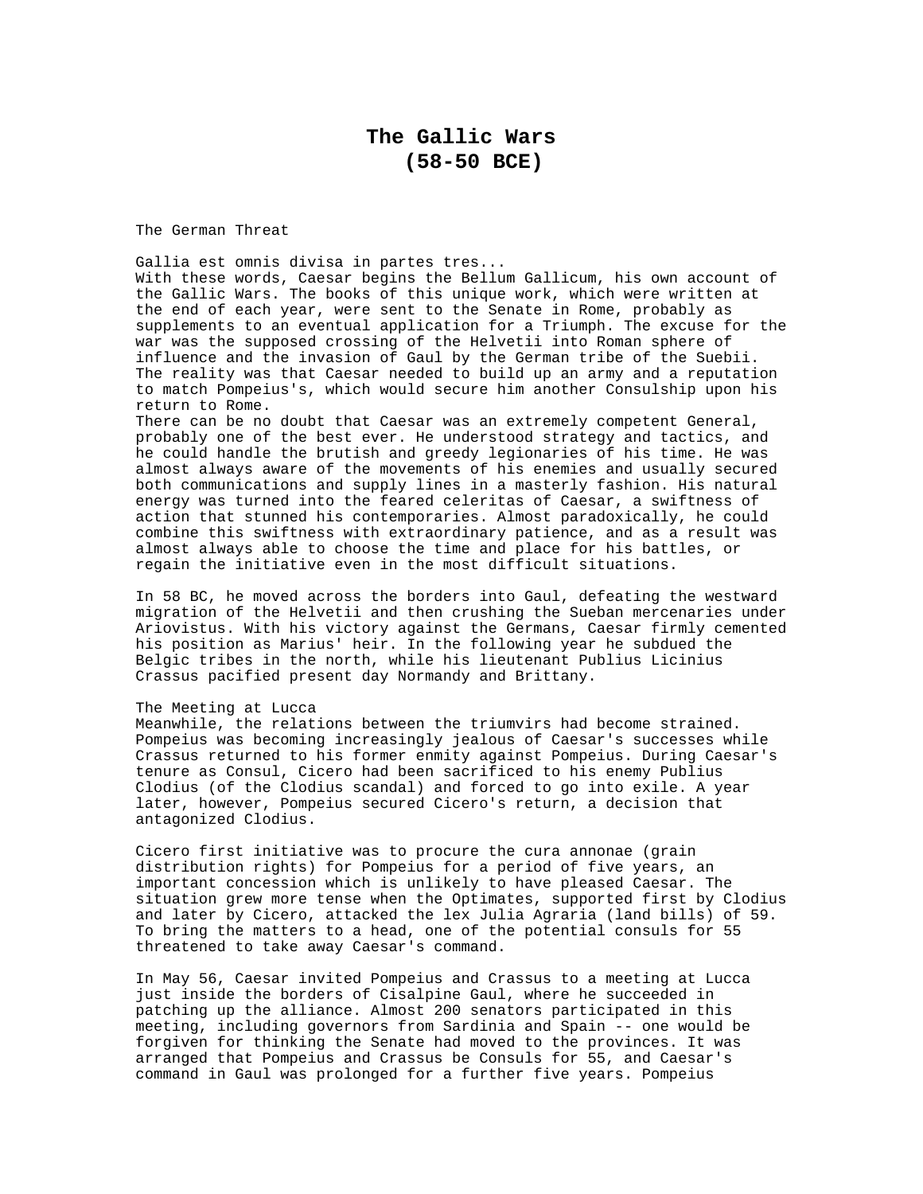# The Gallic Wars
# (58-50 BCE)

## The German Threat

Gallia est omnis divisa in partes tres...
With these words, Caesar begins the Bellum Gallicum, his own account of the Gallic Wars. The books of this unique work, which were written at the end of each year, were sent to the Senate in Rome, probably as supplements to an eventual application for a Triumph. The excuse for the war was the supposed crossing of the Helvetii into Roman sphere of influence and the invasion of Gaul by the German tribe of the Suebii. The reality was that Caesar needed to build up an army and a reputation to match Pompeius's, which would secure him another Consulship upon his return to Rome.
There can be no doubt that Caesar was an extremely competent General, probably one of the best ever. He understood strategy and tactics, and he could handle the brutish and greedy legionaries of his time. He was almost always aware of the movements of his enemies and usually secured both communications and supply lines in a masterly fashion. His natural energy was turned into the feared celeritas of Caesar, a swiftness of action that stunned his contemporaries. Almost paradoxically, he could combine this swiftness with extraordinary patience, and as a result was almost always able to choose the time and place for his battles, or regain the initiative even in the most difficult situations.

In 58 BC, he moved across the borders into Gaul, defeating the westward migration of the Helvetii and then crushing the Sueban mercenaries under Ariovistus. With his victory against the Germans, Caesar firmly cemented his position as Marius' heir. In the following year he subdued the Belgic tribes in the north, while his lieutenant Publius Licinius Crassus pacified present day Normandy and Brittany.

## The Meeting at Lucca

Meanwhile, the relations between the triumvirs had become strained. Pompeius was becoming increasingly jealous of Caesar's successes while Crassus returned to his former enmity against Pompeius. During Caesar's tenure as Consul, Cicero had been sacrificed to his enemy Publius Clodius (of the Clodius scandal) and forced to go into exile. A year later, however, Pompeius secured Cicero's return, a decision that antagonized Clodius.

Cicero first initiative was to procure the cura annonae (grain distribution rights) for Pompeius for a period of five years, an important concession which is unlikely to have pleased Caesar. The situation grew more tense when the Optimates, supported first by Clodius and later by Cicero, attacked the lex Julia Agraria (land bills) of 59. To bring the matters to a head, one of the potential consuls for 55 threatened to take away Caesar's command.

In May 56, Caesar invited Pompeius and Crassus to a meeting at Lucca just inside the borders of Cisalpine Gaul, where he succeeded in patching up the alliance. Almost 200 senators participated in this meeting, including governors from Sardinia and Spain -- one would be forgiven for thinking the Senate had moved to the provinces. It was arranged that Pompeius and Crassus be Consuls for 55, and Caesar's command in Gaul was prolonged for a further five years. Pompeius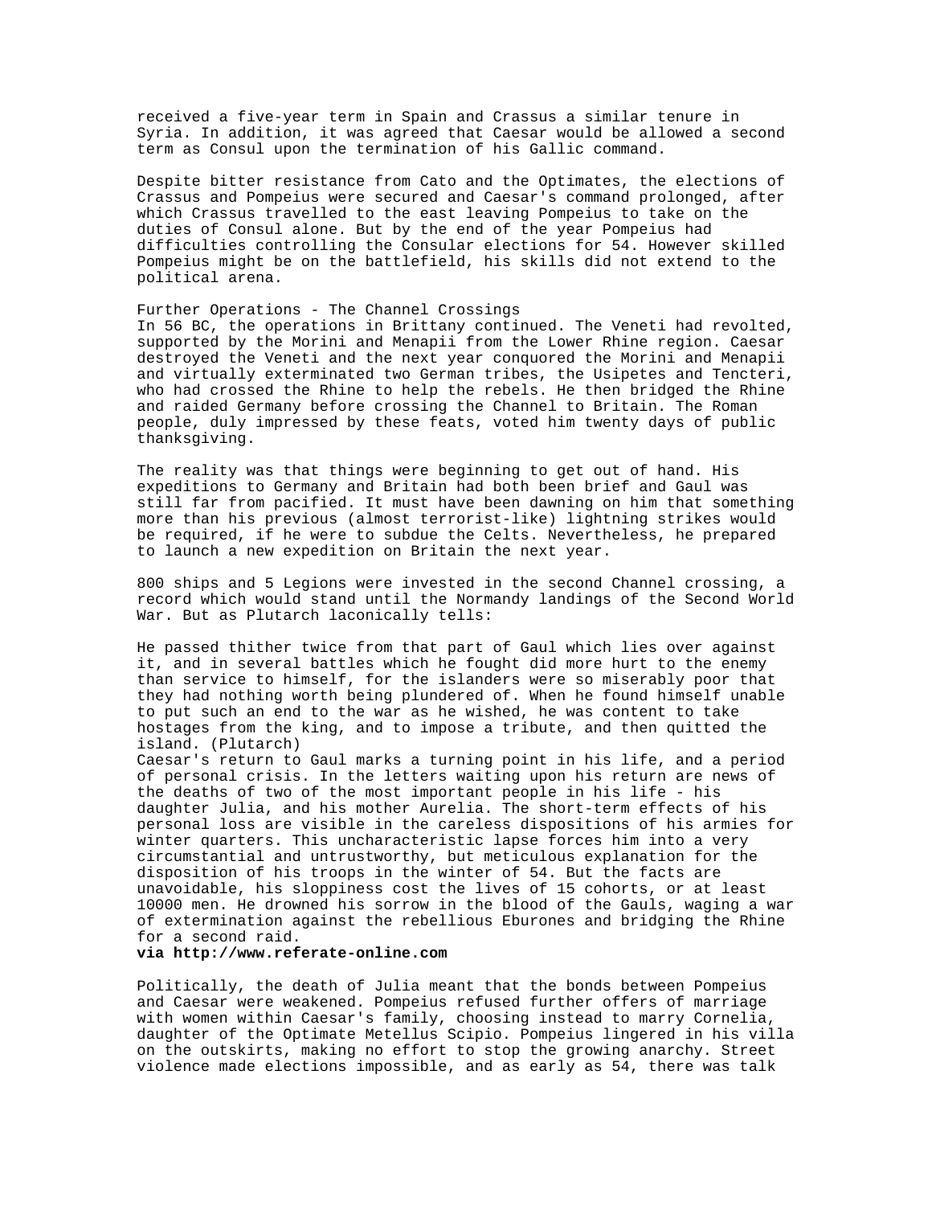received a five-year term in Spain and Crassus a similar tenure in Syria. In addition, it was agreed that Caesar would be allowed a second term as Consul upon the termination of his Gallic command.

Despite bitter resistance from Cato and the Optimates, the elections of Crassus and Pompeius were secured and Caesar's command prolonged, after which Crassus travelled to the east leaving Pompeius to take on the duties of Consul alone. But by the end of the year Pompeius had difficulties controlling the Consular elections for 54. However skilled Pompeius might be on the battlefield, his skills did not extend to the political arena.

## Further Operations - The Channel Crossings

In 56 BC, the operations in Brittany continued. The Veneti had revolted, supported by the Morini and Menapii from the Lower Rhine region. Caesar destroyed the Veneti and the next year conquored the Morini and Menapii and virtually exterminated two German tribes, the Usipetes and Tencteri, who had crossed the Rhine to help the rebels. He then bridged the Rhine and raided Germany before crossing the Channel to Britain. The Roman people, duly impressed by these feats, voted him twenty days of public thanksgiving.

The reality was that things were beginning to get out of hand. His expeditions to Germany and Britain had both been brief and Gaul was still far from pacified. It must have been dawning on him that something more than his previous (almost terrorist-like) lightning strikes would be required, if he were to subdue the Celts. Nevertheless, he prepared to launch a new expedition on Britain the next year.

800 ships and 5 Legions were invested in the second Channel crossing, a record which would stand until the Normandy landings of the Second World War. But as Plutarch laconically tells:

He passed thither twice from that part of Gaul which lies over against it, and in several battles which he fought did more hurt to the enemy than service to himself, for the islanders were so miserably poor that they had nothing worth being plundered of. When he found himself unable to put such an end to the war as he wished, he was content to take hostages from the king, and to impose a tribute, and then quitted the island. (Plutarch)

Caesar's return to Gaul marks a turning point in his life, and a period of personal crisis. In the letters waiting upon his return are news of the deaths of two of the most important people in his life - his daughter Julia, and his mother Aurelia. The short-term effects of his personal loss are visible in the careless dispositions of his armies for winter quarters. This uncharacteristic lapse forces him into a very circumstantial and untrustworthy, but meticulous explanation for the disposition of his troops in the winter of 54. But the facts are unavoidable, his sloppiness cost the lives of 15 cohorts, or at least 10000 men. He drowned his sorrow in the blood of the Gauls, waging a war of extermination against the rebellious Eburones and bridging the Rhine for a second raid.

**via http://www.referate-online.com**

Politically, the death of Julia meant that the bonds between Pompeius and Caesar were weakened. Pompeius refused further offers of marriage with women within Caesar's family, choosing instead to marry Cornelia, daughter of the Optimate Metellus Scipio. Pompeius lingered in his villa on the outskirts, making no effort to stop the growing anarchy. Street violence made elections impossible, and as early as 54, there was talk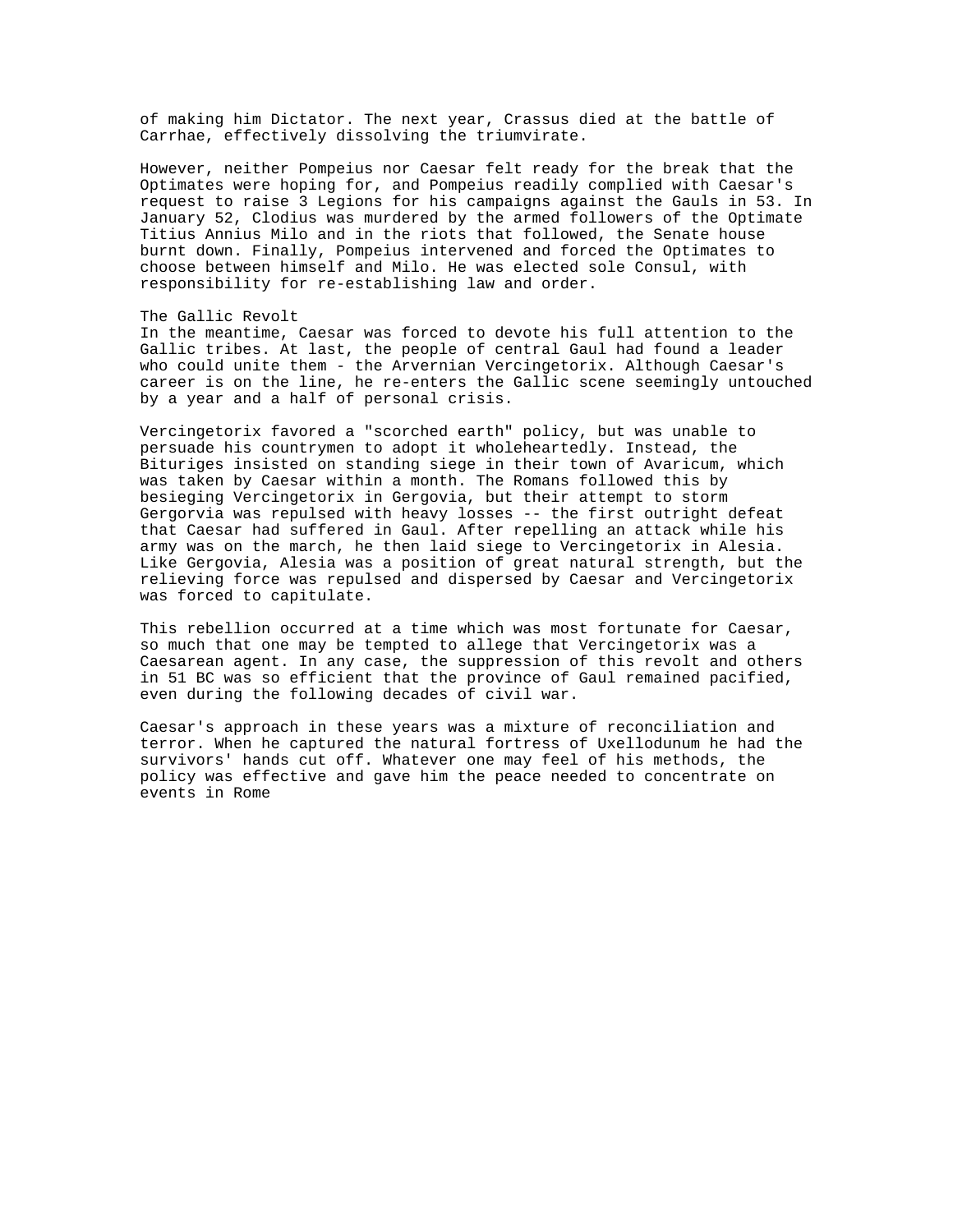of making him Dictator. The next year, Crassus died at the battle of Carrhae, effectively dissolving the triumvirate.

However, neither Pompeius nor Caesar felt ready for the break that the Optimates were hoping for, and Pompeius readily complied with Caesar's request to raise 3 Legions for his campaigns against the Gauls in 53. In January 52, Clodius was murdered by the armed followers of the Optimate Titius Annius Milo and in the riots that followed, the Senate house burnt down. Finally, Pompeius intervened and forced the Optimates to choose between himself and Milo. He was elected sole Consul, with responsibility for re-establishing law and order.

## The Gallic Revolt

In the meantime, Caesar was forced to devote his full attention to the Gallic tribes. At last, the people of central Gaul had found a leader who could unite them - the Arvernian Vercingetorix. Although Caesar's career is on the line, he re-enters the Gallic scene seemingly untouched by a year and a half of personal crisis.

Vercingetorix favored a "scorched earth" policy, but was unable to persuade his countrymen to adopt it wholeheartedly. Instead, the Bituriges insisted on standing siege in their town of Avaricum, which was taken by Caesar within a month. The Romans followed this by besieging Vercingetorix in Gergovia, but their attempt to storm Gergorvia was repulsed with heavy losses -- the first outright defeat that Caesar had suffered in Gaul. After repelling an attack while his army was on the march, he then laid siege to Vercingetorix in Alesia. Like Gergovia, Alesia was a position of great natural strength, but the relieving force was repulsed and dispersed by Caesar and Vercingetorix was forced to capitulate.

This rebellion occurred at a time which was most fortunate for Caesar, so much that one may be tempted to allege that Vercingetorix was a Caesarean agent. In any case, the suppression of this revolt and others in 51 BC was so efficient that the province of Gaul remained pacified, even during the following decades of civil war.

Caesar's approach in these years was a mixture of reconciliation and terror. When he captured the natural fortress of Uxellodunum he had the survivors' hands cut off. Whatever one may feel of his methods, the policy was effective and gave him the peace needed to concentrate on events in Rome